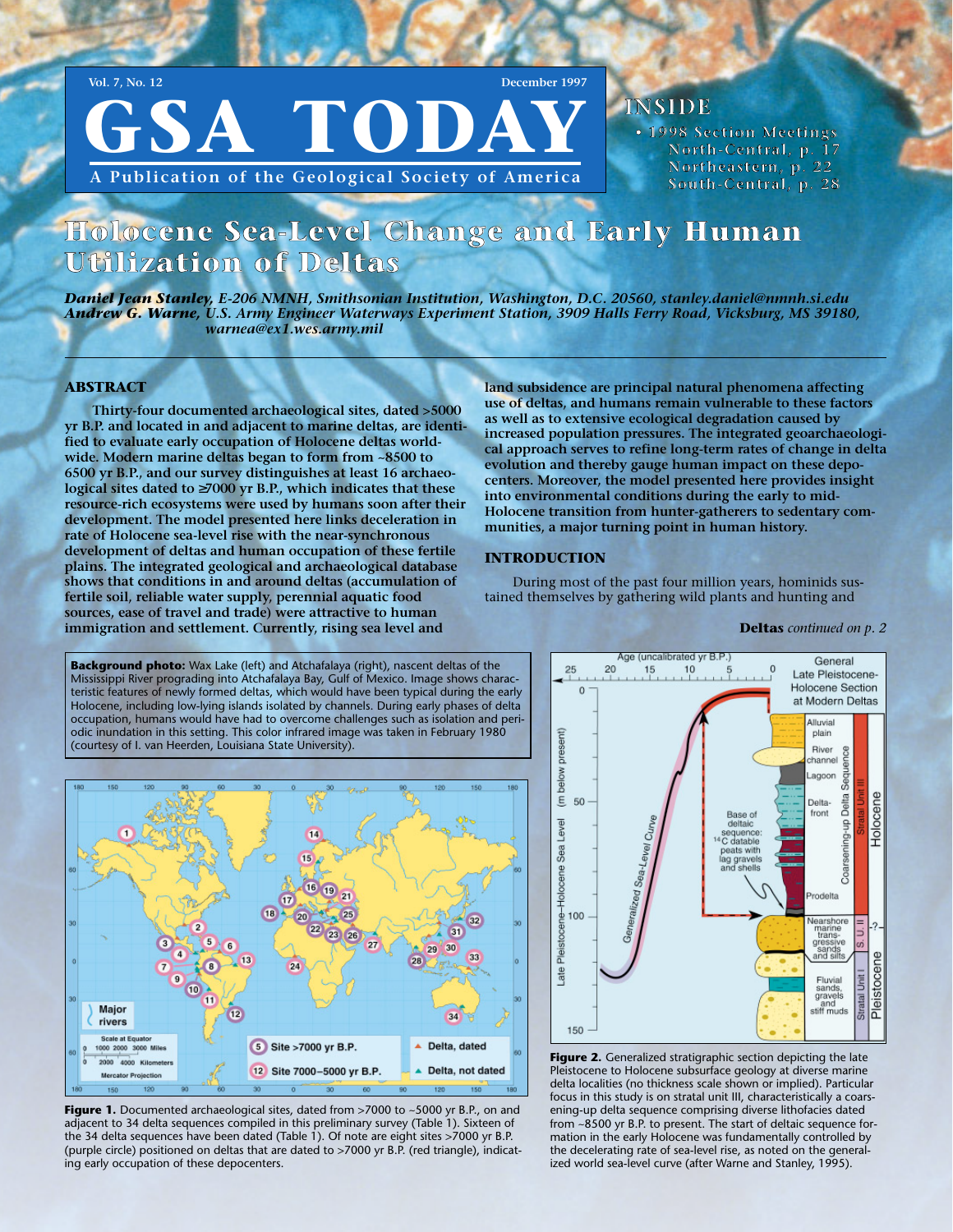Vol. 7, No. 12 December 1997

# GSA TODAY

A Publication of the Geological Society of America

**INSIDE**

- 1998 Section Meetings
  - North-Central, p. 17
  - Northeastern, p. 22
  - South-Central, p. 28

# Holocene Sea-Level Change and Early Human Utilization of Deltas

***Daniel Jean Stanley**, E-206 NMNH, Smithsonian Institution, Washington, D.C. 20560, stanley.daniel@nmnh.si.edu*
***Andrew G. Warne**, U.S. Army Engineer Waterways Experiment Station, 3909 Halls Ferry Road, Vicksburg, MS 39180, warnea@ex1.wes.army.mil*

## ABSTRACT

**Thirty-four documented archaeological sites, dated >5000 yr B.P. and located in and adjacent to marine deltas, are identified to evaluate early occupation of Holocene deltas worldwide. Modern marine deltas began to form from ~8500 to 6500 yr B.P., and our survey distinguishes at least 16 archaeological sites dated to ≥7000 yr B.P., which indicates that these resource-rich ecosystems were used by humans soon after their development. The model presented here links deceleration in rate of Holocene sea-level rise with the near-synchronous development of deltas and human occupation of these fertile plains. The integrated geological and archaeological database shows that conditions in and around deltas (accumulation of fertile soil, reliable water supply, perennial aquatic food sources, ease of travel and trade) were attractive to human immigration and settlement. Currently, rising sea level and land subsidence are principal natural phenomena affecting use of deltas, and humans remain vulnerable to these factors as well as to extensive ecological degradation caused by increased population pressures. The integrated geoarchaeological approach serves to refine long-term rates of change in delta evolution and thereby gauge human impact on these depocenters. Moreover, the model presented here provides insight into environmental conditions during the early to mid-Holocene transition from hunter-gatherers to sedentary communities, a major turning point in human history.**

## INTRODUCTION

During most of the past four million years, hominids sustained themselves by gathering wild plants and hunting and

**Deltas** *continued on p. 2*

**Background photo:** Wax Lake (left) and Atchafalaya (right), nascent deltas of the Mississippi River prograding into Atchafalaya Bay, Gulf of Mexico. Image shows characteristic features of newly formed deltas, which would have been typical during the early Holocene, including low-lying islands isolated by channels. During early phases of delta occupation, humans would have had to overcome challenges such as isolation and periodic inundation in this setting. This color infrared image was taken in February 1980 (courtesy of I. van Heerden, Louisiana State University).

**Figure 1.** Documented archaeological sites, dated from >7000 to ~5000 yr B.P., on and adjacent to 34 delta sequences compiled in this preliminary survey (Table 1). Sixteen of the 34 delta sequences have been dated (Table 1). Of note are eight sites >7000 yr B.P. (purple circle) positioned on deltas that are dated to >7000 yr B.P. (red triangle), indicating early occupation of these depocenters.

**Figure 2.** Generalized stratigraphic section depicting the late Pleistocene to Holocene subsurface geology at diverse marine delta localities (no thickness scale shown or implied). Particular focus in this study is on stratal unit III, characteristically a coarsening-up delta sequence comprising diverse lithofacies dated from ~8500 yr B.P. to present. The start of deltaic sequence formation in the early Holocene was principally controlled by the decelerating rate of sea-level rise, as noted on the generalized world sea-level curve (after Warne and Stanley, 1995).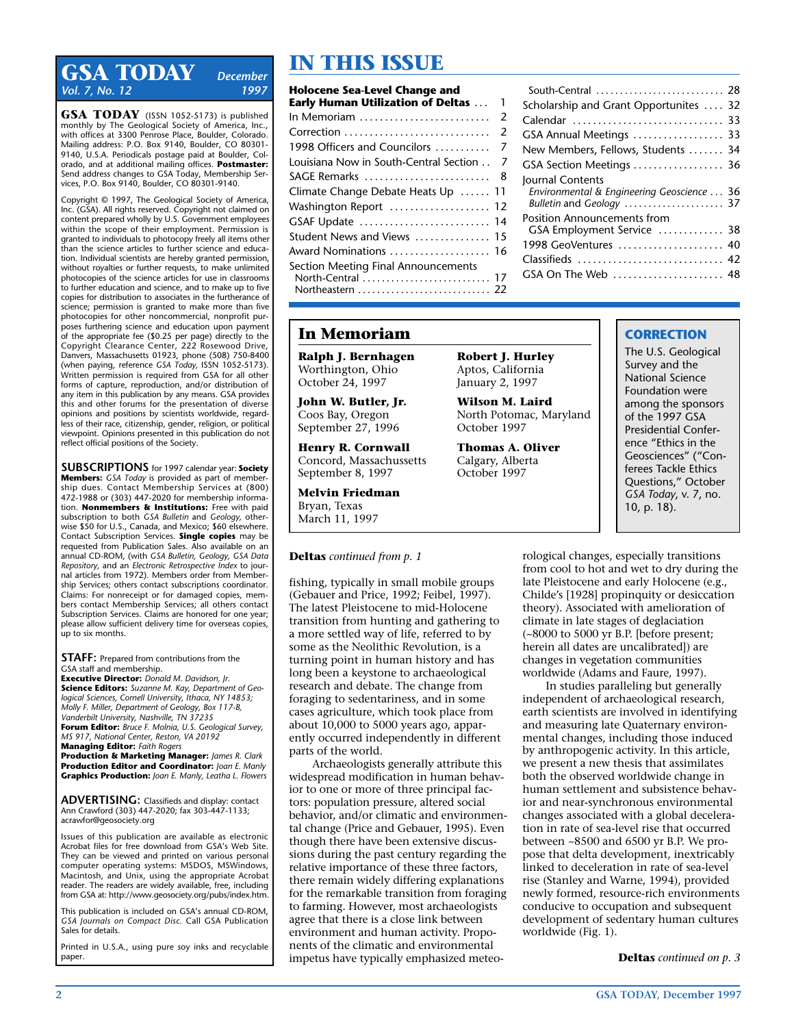# GSA TODAY

December 1997, Vol. 7, No. 12

**GSA TODAY** (ISSN 1052-5173) is published monthly by The Geological Society of America, Inc., with offices at 3300 Penrose Place, Boulder, Colorado. Mailing address: P.O. Box 9140, Boulder, CO 80301-9140, U.S.A. Periodicals postage paid at Boulder, Colorado, and at additional mailing offices. **Postmaster:** Send address changes to GSA Today, Membership Services, P.O. Box 9140, Boulder, CO 80301-9140.

Copyright © 1997, The Geological Society of America, Inc. (GSA). All rights reserved. Copyright not claimed on content prepared wholly by U.S. Government employees within the scope of their employment. Permission is granted to individuals to photocopy freely all items other than the science articles to further science and education. Individual scientists are hereby granted permission, without royalties or further requests, to make unlimited photocopies of the science articles for use in classrooms to further education and science, and to make up to five copies for distribution to associates in the furtherance of science; permission is granted to make more than five photocopies for other noncommercial, nonprofit purposes furthering science and education upon payment of the appropriate fee ($0.25 per page) directly to the Copyright Clearance Center, 222 Rosewood Drive, Danvers, Massachusetts 01923, phone (508) 750-8400 (when paying, reference *GSA Today*, ISSN 1052-5173). Written permission is required from GSA for all other forms of capture, reproduction, and/or distribution of any item in this publication by any means. GSA provides this and other forums for the presentation of diverse opinions and positions by scientists worldwide, regardless of their race, citizenship, gender, religion, or political viewpoint. Opinions presented in this publication do not reflect official positions of the Society.

**SUBSCRIPTIONS** for 1997 calendar year: **Society Members:** *GSA Today* is provided as part of membership dues. Contact Membership Services at (800) 472-1988 or (303) 447-2020 for membership information. **Nonmembers & Institutions:** Free with paid subscription to both *GSA Bulletin* and *Geology*, otherwise $50 for U.S., Canada, and Mexico; $60 elsewhere. Contact Subscription Services. **Single copies** may be requested from Publication Sales. Also available on an annual CD-ROM, (with *GSA Bulletin, Geology, GSA Data Repository*, and an *Electronic Retrospective Index* to journal articles from 1972). Members order from Membership Services; others contact subscriptions coordinator. Claims: For nonreceipt or for damaged copies, members contact Membership Services; all others contact Subscription Services. Claims are honored for one year; please allow sufficient delivery time for overseas copies, up to six months.

**STAFF:** Prepared from contributions from the GSA staff and membership.
**Executive Director:** *Donald M. Davidson, Jr.*
**Science Editors:** *Suzanne M. Kay, Department of Geological Sciences, Cornell University, Ithaca, NY 14853; Molly F. Miller, Department of Geology, Box 117-B, Vanderbilt University, Nashville, TN 37235*
**Forum Editor:** *Bruce F. Molnia, U.S. Geological Survey, MS 917, National Center, Reston, VA 20192*
**Managing Editor:** *Faith Rogers*
**Production & Marketing Manager:** *James R. Clark*
**Production Editor and Coordinator:** *Joan E. Manly*
**Graphics Production:** *Joan E. Manly, Leatha L. Flowers*

**ADVERTISING:** Classifieds and display: contact Ann Crawford (303) 447-2020; fax 303-447-1133; acrawfor@geosociety.org

Issues of this publication are available as electronic Acrobat files for free download from GSA's Web Site. They can be viewed and printed on various personal computer operating systems: MSDOS, MSWindows, Macintosh, and Unix, using the appropriate Acrobat reader. The readers are widely available, free, including from GSA at: http://www.geosociety.org/pubs/index.htm.

This publication is included on GSA's annual CD-ROM, *GSA Journals on Compact Disc.* Call GSA Publication Sales for details.

Printed in U.S.A., using pure soy inks and recyclable paper.

# IN THIS ISSUE

| | |
|---|---|
| **Holocene Sea-Level Change and Early Human Utilization of Deltas** | 1 |
| In Memoriam | 2 |
| Correction | 2 |
| 1998 Officers and Councilors | 7 |
| Louisiana Now in South-Central Section | 7 |
| SAGE Remarks | 8 |
| Climate Change Debate Heats Up | 11 |
| Washington Report | 12 |
| GSAF Update | 14 |
| Student News and Views | 15 |
| Award Nominations | 16 |
| Section Meeting Final Announcements | |
| North-Central | 17 |
| Northeastern | 22 |
| South-Central | 28 |
| Scholarship and Grant Opportunities | 32 |
| Calendar | 33 |
| GSA Annual Meetings | 33 |
| New Members, Fellows, Students | 34 |
| GSA Section Meetings | 36 |
| Journal Contents | |
| *Environmental & Engineering Geoscience* | 36 |
| *Bulletin* and *Geology* | 37 |
| Position Announcements from GSA Employment Service | 38 |
| 1998 GeoVentures | 40 |
| Classifieds | 42 |
| GSA On The Web | 48 |

## In Memoriam

**Ralph J. Bernhagen**
Worthington, Ohio
October 24, 1997

**John W. Butler, Jr.**
Coos Bay, Oregon
September 27, 1996

**Henry R. Cornwall**
Concord, Massachussetts
September 8, 1997

**Melvin Friedman**
Bryan, Texas
March 11, 1997

**Robert J. Hurley**
Aptos, California
January 2, 1997

**Wilson M. Laird**
North Potomac, Maryland
October 1997

**Thomas A. Oliver**
Calgary, Alberta
October 1997

## CORRECTION

The U.S. Geological Survey and the National Science Foundation were among the sponsors of the 1997 GSA Presidential Conference "Ethics in the Geosciences" ("Conferees Tackle Ethics Questions," October *GSA Today*, v. 7, no. 10, p. 18).

**Deltas** *continued from p. 1*

fishing, typically in small mobile groups (Gebauer and Price, 1992; Feibel, 1997). The latest Pleistocene to mid-Holocene transition from hunting and gathering to a more settled way of life, referred to by some as the Neolithic Revolution, is a turning point in human history and has long been a keystone to archaeological research and debate. The change from foraging to sedentariness, and in some cases agriculture, which took place from about 10,000 to 5000 years ago, apparently occurred independently in different parts of the world.

Archaeologists generally attribute this widespread modification in human behavior to one or more of three principal factors: population pressure, altered social behavior, and/or climatic and environmental change (Price and Gebauer, 1995). Even though there have been extensive discussions during the past century regarding the relative importance of these three factors, there remain widely differing explanations for the remarkable transition from foraging to farming. However, most archaeologists agree that there is a close link between environment and human activity. Proponents of the climatic and environmental impetus have typically emphasized meteorological changes, especially transitions from cool to hot and wet to dry during the late Pleistocene and early Holocene (e.g., Childe's [1928] propinquity or desiccation theory). Associated with amelioration of climate in late stages of deglaciation (~8000 to 5000 yr B.P. [before present; herein all dates are uncalibrated]) are changes in vegetation communities worldwide (Adams and Faure, 1997).

In studies paralleling but generally independent of archaeological research, earth scientists are involved in identifying and measuring late Quaternary environmental changes, including those induced by anthropogenic activity. In this article, we present a new thesis that assimilates both the observed worldwide change in human settlement and subsistence behavior and near-synchronous environmental changes associated with a global deceleration in rate of sea-level rise that occurred between ~8500 and 6500 yr B.P. We propose that delta development, inextricably linked to deceleration in rate of sea-level rise (Stanley and Warne, 1994), provided newly formed, resource-rich environments conducive to occupation and subsequent development of sedentary human cultures worldwide (Fig. 1).

**Deltas** *continued on p. 3*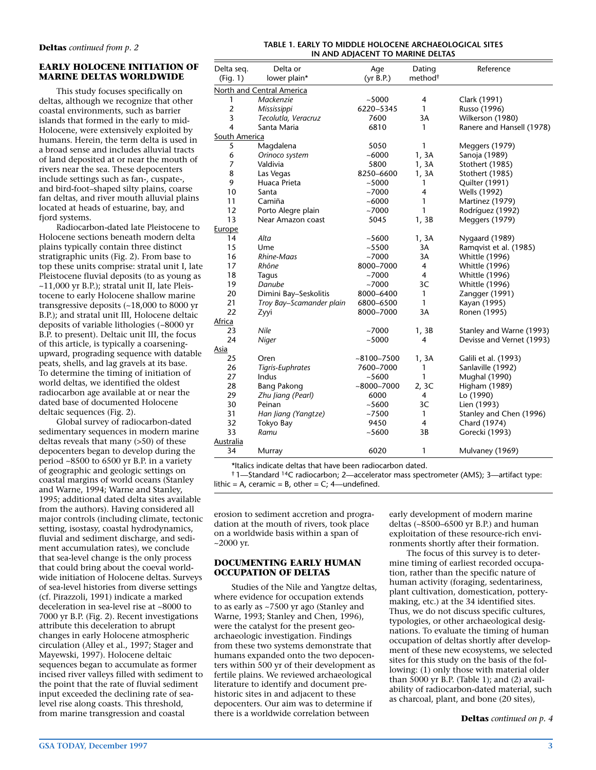**Deltas** *continued from p. 2*

## EARLY HOLOCENE INITIATION OF MARINE DELTAS WORLDWIDE

This study focuses specifically on deltas, although we recognize that other coastal environments, such as barrier islands that formed in the early to mid-Holocene, were extensively exploited by humans. Herein, the term delta is used in a broad sense and includes alluvial tracts of land deposited at or near the mouth of rivers near the sea. These depocenters include settings such as fan-, cuspate-, and bird-foot–shaped silty plains, coarse fan deltas, and river mouth alluvial plains located at heads of estuarine, bay, and fjord systems.

Radiocarbon-dated late Pleistocene to Holocene sections beneath modern delta plains typically contain three distinct stratigraphic units (Fig. 2). From base to top these units comprise: stratal unit I, late Pleistocene fluvial deposits (to as young as ~11,000 yr B.P.); stratal unit II, late Pleistocene to early Holocene shallow marine transgressive deposits (~18,000 to 8000 yr B.P.); and stratal unit III, Holocene deltaic deposits of variable lithologies (~8000 yr B.P. to present). Deltaic unit III, the focus of this article, is typically a coarsening-upward, prograding sequence with datable peats, shells, and lag gravels at its base. To determine the timing of initiation of world deltas, we identified the oldest radiocarbon age available at or near the dated base of documented Holocene deltaic sequences (Fig. 2).

Global survey of radiocarbon-dated sedimentary sequences in modern marine deltas reveals that many (>50) of these depocenters began to develop during the period ~8500 to 6500 yr B.P. in a variety of geographic and geologic settings on coastal margins of world oceans (Stanley and Warne, 1994; Warne and Stanley, 1995; additional dated delta sites available from the authors). Having considered all major controls (including climate, tectonic setting, isostasy, coastal hydrodynamics, fluvial and sediment discharge, and sediment accumulation rates), we conclude that sea-level change is the only process that could bring about the coeval worldwide initiation of Holocene deltas. Surveys of sea-level histories from diverse settings (cf. Pirazzoli, 1991) indicate a marked deceleration in sea-level rise at ~8000 to 7000 yr B.P. (Fig. 2). Recent investigations attribute this deceleration to abrupt changes in early Holocene atmospheric circulation (Alley et al., 1997; Stager and Mayewski, 1997). Holocene deltaic sequences began to accumulate as former incised river valleys filled with sediment to the point that the rate of fluvial sediment input exceeded the declining rate of sea-level rise along coasts. This threshold, from marine transgression and coastal erosion to sediment accretion and progradation at the mouth of rivers, took place on a worldwide basis within a span of ~2000 yr.

**TABLE 1. EARLY TO MIDDLE HOLOCENE ARCHAEOLOGICAL SITES IN AND ADJACENT TO MARINE DELTAS**

| Delta seq. (Fig. 1) | Delta or lower plain* | Age (yr B.P.) | Dating method† | Reference |
|---|---|---|---|---|
| North and Central America | | | | |
| 1 | *Mackenzie* | ~5000 | 4 | Clark (1991) |
| 2 | *Mississippi* | 6220–5345 | 1 | Russo (1996) |
| 3 | *Tecolutla, Veracruz* | 7600 | 3A | Wilkerson (1980) |
| 4 | Santa Maria | 6810 | 1 | Ranere and Hansell (1978) |
| South America | | | | |
| 5 | Magdalena | 5050 | 1 | Meggers (1979) |
| 6 | *Orinoco system* | ~6000 | 1, 3A | Sanoja (1989) |
| 7 | Valdivia | 5800 | 1, 3A | Stothert (1985) |
| 8 | Las Vegas | 8250–6600 | 1, 3A | Stothert (1985) |
| 9 | Huaca Prieta | ~5000 | 1 | Quilter (1991) |
| 10 | Santa | ~7000 | 4 | Wells (1992) |
| 11 | Camiña | ~6000 | 1 | Martinez (1979) |
| 12 | Porto Alegre plain | ~7000 | 1 | Rodríguez (1992) |
| 13 | Near Amazon coast | 5045 | 1, 3B | Meggers (1979) |
| Europe | | | | |
| 14 | *Alta* | ~5600 | 1, 3A | Nygaard (1989) |
| 15 | Ume | ~5500 | 3A | Ramqvist et al. (1985) |
| 16 | *Rhine-Maas* | ~7000 | 3A | Whittle (1996) |
| 17 | *Rhône* | 8000–7000 | 4 | Whittle (1996) |
| 18 | Tagus | ~7000 | 4 | Whittle (1996) |
| 19 | *Danube* | ~7000 | 3C | Whittle (1996) |
| 20 | Dimini Bay–Seskolitis | 8000–6400 | 1 | Zangger (1991) |
| 21 | *Troy Bay–Scamander plain* | 6800–6500 | 1 | Kayan (1995) |
| 22 | Zyyi | 8000–7000 | 3A | Ronen (1995) |
| Africa | | | | |
| 23 | *Nile* | ~7000 | 1, 3B | Stanley and Warne (1993) |
| 24 | *Niger* | ~5000 | 4 | Devisse and Vernet (1993) |
| Asia | | | | |
| 25 | Oren | ~8100–7500 | 1, 3A | Galili et al. (1993) |
| 26 | *Tigris-Euphrates* | 7600–7000 | 1 | Sanlaville (1992) |
| 27 | Indus | ~5600 | 1 | Mughal (1990) |
| 28 | Bang Pakong | ~8000–7000 | 2, 3C | Higham (1989) |
| 29 | *Zhu Jiang (Pearl)* | 6000 | 4 | Lo (1990) |
| 30 | Peinan | ~5600 | 3C | Lien (1993) |
| 31 | *Han Jiang (Yangtze)* | ~7500 | 1 | Stanley and Chen (1996) |
| 32 | Tokyo Bay | 9450 | 4 | Chard (1974) |
| 33 | *Ramu* | ~5600 | 3B | Gorecki (1993) |
| Australia | | | | |
| 34 | Murray | 6020 | 1 | Mulvaney (1969) |

*Italics indicate deltas that have been radiocarbon dated.

† 1—Standard $^{14}C$ radiocarbon; 2—accelerator mass spectrometer (AMS); 3—artifact type: lithic = A, ceramic = B, other = C; 4—undefined.

## DOCUMENTING EARLY HUMAN OCCUPATION OF DELTAS

Studies of the Nile and Yangtze deltas, where evidence for occupation extends to as early as ~7500 yr ago (Stanley and Warne, 1993; Stanley and Chen, 1996), were the catalyst for the present geoarchaeologic investigation. Findings from these two systems demonstrate that humans expanded onto the two depocenters within 500 yr of their development as fertile plains. We reviewed archaeological literature to identify and document prehistoric sites in and adjacent to these depocenters. Our aim was to determine if there is a worldwide correlation between early development of modern marine deltas (~8500–6500 yr B.P.) and human exploitation of these resource-rich environments shortly after their formation.

The focus of this survey is to determine timing of earliest recorded occupation, rather than the specific nature of human activity (foraging, sedentariness, plant cultivation, domestication, pottery-making, etc.) at the 34 identified sites. Thus, we do not discuss specific cultures, typologies, or other archaeological designations. To evaluate the timing of human occupation of deltas shortly after development of these new ecosystems, we selected sites for this study on the basis of the following: (1) only those with material older than 5000 yr B.P. (Table 1); and (2) availability of radiocarbon-dated material, such as charcoal, plant, and bone (20 sites),

**Deltas** *continued on p. 4*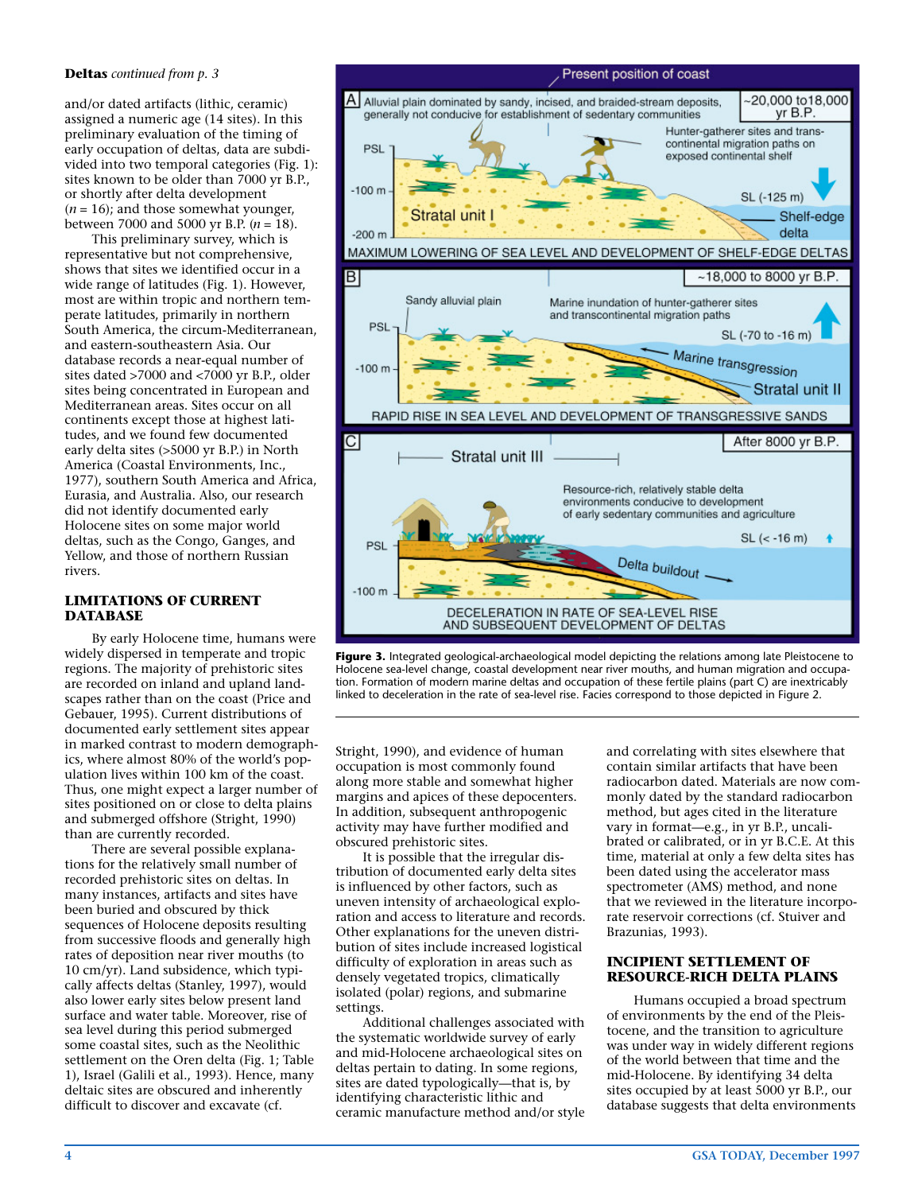**Deltas** *continued from p. 3*

and/or dated artifacts (lithic, ceramic) assigned a numeric age (14 sites). In this preliminary evaluation of the timing of early occupation of deltas, data are subdivided into two temporal categories (Fig. 1): sites known to be older than 7000 yr B.P., or shortly after delta development ($n = 16$); and those somewhat younger, between 7000 and 5000 yr B.P. ($n = 18$).

This preliminary survey, which is representative but not comprehensive, shows that sites we identified occur in a wide range of latitudes (Fig. 1). However, most are within tropic and northern temperate latitudes, primarily in northern South America, the circum-Mediterranean, and eastern-southeastern Asia. Our database records a near-equal number of sites dated >7000 and <7000 yr B.P., older sites being concentrated in European and Mediterranean areas. Sites occur on all continents except those at highest latitudes, and we found few documented early delta sites (>5000 yr B.P.) in North America (Coastal Environments, Inc., 1977), southern South America and Africa, Eurasia, and Australia. Also, our research did not identify documented early Holocene sites on some major world deltas, such as the Congo, Ganges, and Yellow, and those of northern Russian rivers.

## LIMITATIONS OF CURRENT DATABASE

By early Holocene time, humans were widely dispersed in temperate and tropic regions. The majority of prehistoric sites are recorded on inland and upland landscapes rather than on the coast (Price and Gebauer, 1995). Current distributions of documented early settlement sites appear in marked contrast to modern demographics, where almost 80% of the world's population lives within 100 km of the coast. Thus, one might expect a larger number of sites positioned on or close to delta plains and submerged offshore (Stright, 1990) than are currently recorded.

There are several possible explanations for the relatively small number of recorded prehistoric sites on deltas. In many instances, artifacts and sites have been buried and obscured by thick sequences of Holocene deposits resulting from successive floods and generally high rates of deposition near river mouths (to 10 cm/yr). Land subsidence, which typically affects deltas (Stanley, 1997), would also lower early sites below present land surface and water table. Moreover, rise of sea level during this period submerged some coastal sites, such as the Neolithic settlement on the Oren delta (Fig. 1; Table 1), Israel (Galili et al., 1993). Hence, many deltaic sites are obscured and inherently difficult to discover and excavate (cf. Stright, 1990), and evidence of human occupation is most commonly found along more stable and somewhat higher margins and apices of these depocenters. In addition, subsequent anthropogenic activity may have further modified and obscured prehistoric sites.

It is possible that the irregular distribution of documented early delta sites is influenced by other factors, such as uneven intensity of archaeological exploration and access to literature and records. Other explanations for the uneven distribution of sites include increased logistical difficulty of exploration in areas such as densely vegetated tropics, climatically isolated (polar) regions, and submarine settings.

Additional challenges associated with the systematic worldwide survey of early and mid-Holocene archaeological sites on deltas pertain to dating. In some regions, sites are dated typologically—that is, by identifying characteristic lithic and ceramic manufacture method and/or style and correlating with sites elsewhere that contain similar artifacts that have been radiocarbon dated. Materials are now commonly dated by the standard radiocarbon method, but ages cited in the literature vary in format—e.g., in yr B.P., uncalibrated or calibrated, or in yr B.C.E. At this time, material at only a few delta sites has been dated using the accelerator mass spectrometer (AMS) method, and none that we reviewed in the literature incorporate reservoir corrections (cf. Stuiver and Brazunias, 1993).

## INCIPIENT SETTLEMENT OF RESOURCE-RICH DELTA PLAINS

Humans occupied a broad spectrum of environments by the end of the Pleistocene, and the transition to agriculture was under way in widely different regions of the world between that time and the mid-Holocene. By identifying 34 delta sites occupied by at least 5000 yr B.P., our database suggests that delta environments

**Figure 3.** Integrated geological-archaeological model depicting the relations among late Pleistocene to Holocene sea-level change, coastal development near river mouths, and human migration and occupation. Formation of modern marine deltas and occupation of these fertile plains (part C) are inextricably linked to deceleration in the rate of sea-level rise. Facies correspond to those depicted in Figure 2.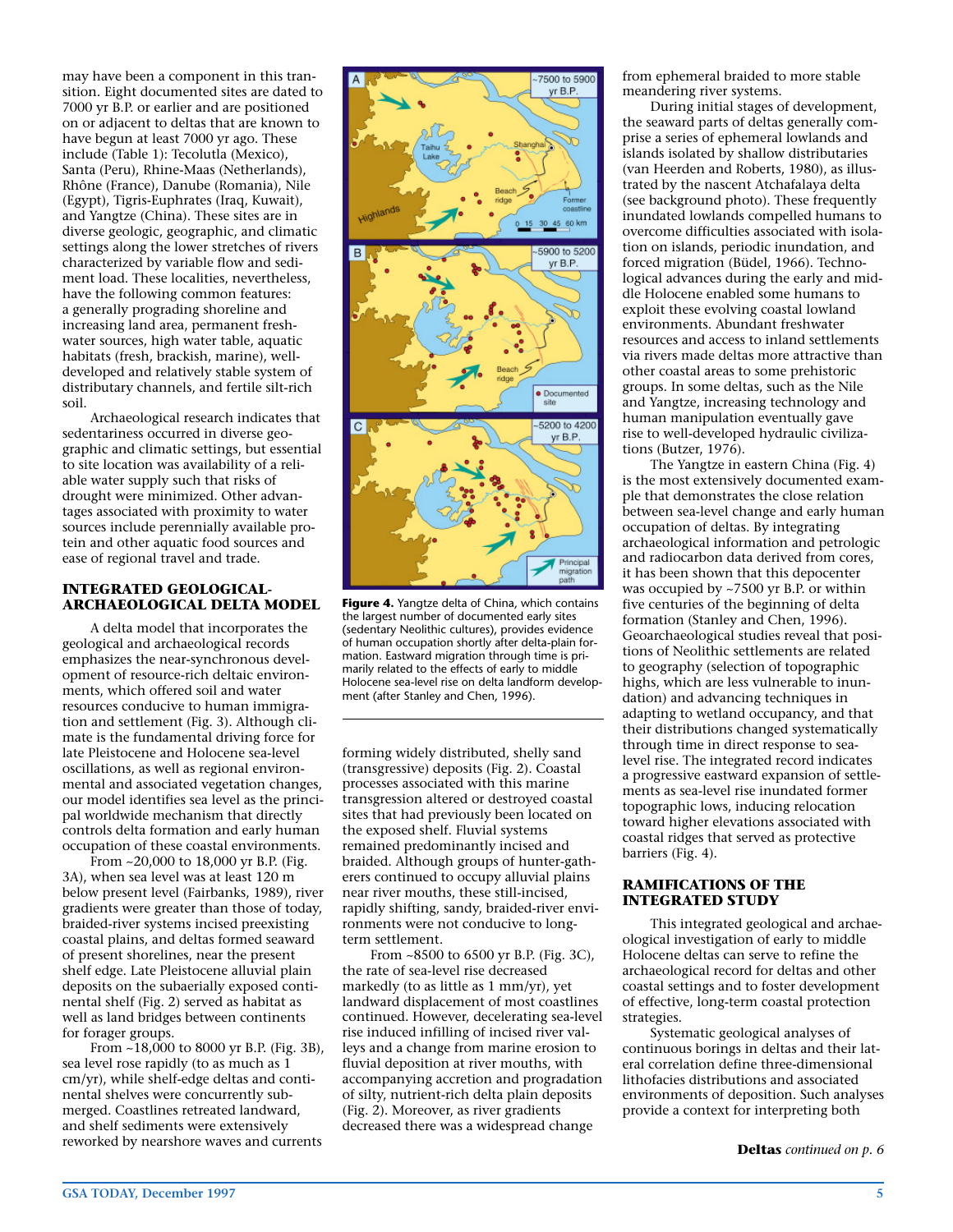may have been a component in this transition. Eight documented sites are dated to 7000 yr B.P. or earlier and are positioned on or adjacent to deltas that are known to have begun at least 7000 yr ago. These include (Table 1): Tecolutla (Mexico), Santa (Peru), Rhine-Maas (Netherlands), Rhône (France), Danube (Romania), Nile (Egypt), Tigris-Euphrates (Iraq, Kuwait), and Yangtze (China). These sites are in diverse geologic, geographic, and climatic settings along the lower stretches of rivers characterized by variable flow and sediment load. These localities, nevertheless, have the following common features: a generally prograding shoreline and increasing land area, permanent freshwater sources, high water table, aquatic habitats (fresh, brackish, marine), well-developed and relatively stable system of distributary channels, and fertile silt-rich soil.

Archaeological research indicates that sedentariness occurred in diverse geographic and climatic settings, but essential to site location was availability of a reliable water supply such that risks of drought were minimized. Other advantages associated with proximity to water sources include perennially available protein and other aquatic food sources and ease of regional travel and trade.

## INTEGRATED GEOLOGICAL-ARCHAEOLOGICAL DELTA MODEL

A delta model that incorporates the geological and archaeological records emphasizes the near-synchronous development of resource-rich deltaic environments, which offered soil and water resources conducive to human immigration and settlement (Fig. 3). Although climate is the fundamental driving force for late Pleistocene and Holocene sea-level oscillations, as well as regional environmental and associated vegetation changes, our model identifies sea level as the principal worldwide mechanism that directly controls delta formation and early human occupation of these coastal environments.

From ~20,000 to 18,000 yr B.P. (Fig. 3A), when sea level was at least 120 m below present level (Fairbanks, 1989), river gradients were greater than those of today, braided-river systems incised preexisting coastal plains, and deltas formed seaward of present shorelines, near the present shelf edge. Late Pleistocene alluvial plain deposits on the subaerially exposed continental shelf (Fig. 2) served as habitat as well as land bridges between continents for forager groups.

From ~18,000 to 8000 yr B.P. (Fig. 3B), sea level rose rapidly (to as much as 1 cm/yr), while shelf-edge deltas and continental shelves were concurrently submerged. Coastlines retreated landward, and shelf sediments were extensively reworked by nearshore waves and currents forming widely distributed, shelly sand (transgressive) deposits (Fig. 2). Coastal processes associated with this marine transgression altered or destroyed coastal sites that had previously been located on the exposed shelf. Fluvial systems remained predominantly incised and braided. Although groups of hunter-gatherers continued to occupy alluvial plains near river mouths, these still-incised, rapidly shifting, sandy, braided-river environments were not conducive to long-term settlement.

From ~8500 to 6500 yr B.P. (Fig. 3C), the rate of sea-level rise decreased markedly (to as little as 1 mm/yr), yet landward displacement of most coastlines continued. However, decelerating sea-level rise induced infilling of incised river valleys and a change from marine erosion to fluvial deposition at river mouths, with accompanying accretion and progradation of silty, nutrient-rich delta plain deposits (Fig. 2). Moreover, as river gradients decreased there was a widespread change from ephemeral braided to more stable meandering river systems.

**Figure 4.** Yangtze delta of China, which contains the largest number of documented early sites (sedentary Neolithic cultures), provides evidence of human occupation shortly after delta-plain formation. Eastward migration through time is primarily related to the effects of early to middle Holocene sea-level rise on delta landform development (after Stanley and Chen, 1996).

During initial stages of development, the seaward parts of deltas generally comprise a series of ephemeral lowlands and islands isolated by shallow distributaries (van Heerden and Roberts, 1980), as illustrated by the nascent Atchafalaya delta (see background photo). These frequently inundated lowlands compelled humans to overcome difficulties associated with isolation on islands, periodic inundation, and forced migration (Büdel, 1966). Technological advances during the early and middle Holocene enabled some humans to exploit these evolving coastal lowland environments. Abundant freshwater resources and access to inland settlements via rivers made deltas more attractive than other coastal areas to some prehistoric groups. In some deltas, such as the Nile and Yangtze, increasing technology and human manipulation eventually gave rise to well-developed hydraulic civilizations (Butzer, 1976).

The Yangtze in eastern China (Fig. 4) is the most extensively documented example that demonstrates the close relation between sea-level change and early human occupation of deltas. By integrating archaeological information and petrologic and radiocarbon data derived from cores, it has been shown that this depocenter was occupied by ~7500 yr B.P. or within five centuries of the beginning of delta formation (Stanley and Chen, 1996). Geoarchaeological studies reveal that positions of Neolithic settlements are related to geography (selection of topographic highs, which are less vulnerable to inundation) and advancing techniques in adapting to wetland occupancy, and that their distributions changed systematically through time in direct response to sea-level rise. The integrated record indicates a progressive eastward expansion of settlements as sea-level rise inundated former topographic lows, inducing relocation toward higher elevations associated with coastal ridges that served as protective barriers (Fig. 4).

## RAMIFICATIONS OF THE INTEGRATED STUDY

This integrated geological and archaeological investigation of early to middle Holocene deltas can serve to refine the archaeological record for deltas and other coastal settings and to foster development of effective, long-term coastal protection strategies.

Systematic geological analyses of continuous borings in deltas and their lateral correlation define three-dimensional lithofacies distributions and associated environments of deposition. Such analyses provide a context for interpreting both

**Deltas** *continued on p. 6*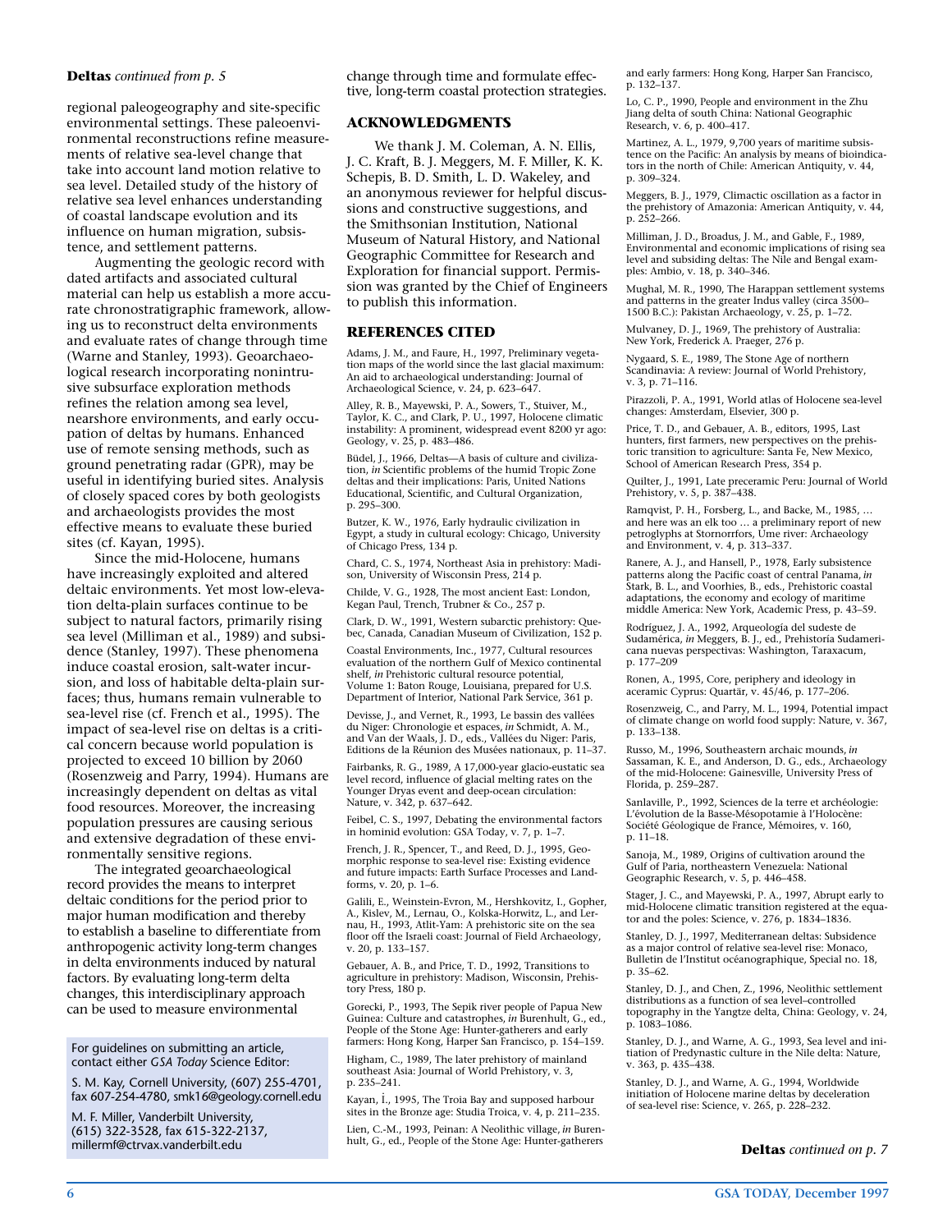**Deltas** *continued from p. 5*

regional paleogeography and site-specific environmental settings. These paleoenvironmental reconstructions refine measurements of relative sea-level change that take into account land motion relative to sea level. Detailed study of the history of relative sea level enhances understanding of coastal landscape evolution and its influence on human migration, subsistence, and settlement patterns.

Augmenting the geologic record with dated artifacts and associated cultural material can help us establish a more accurate chronostratigraphic framework, allowing us to reconstruct delta environments and evaluate rates of change through time (Warne and Stanley, 1993). Geoarchaeological research incorporating nonintrusive subsurface exploration methods refines the relation among sea level, nearshore environments, and early occupation of deltas by humans. Enhanced use of remote sensing methods, such as ground penetrating radar (GPR), may be useful in identifying buried sites. Analysis of closely spaced cores by both geologists and archaeologists provides the most effective means to evaluate these buried sites (cf. Kayan, 1995).

Since the mid-Holocene, humans have increasingly exploited and altered deltaic environments. Yet most low-elevation delta-plain surfaces continue to be subject to natural factors, primarily rising sea level (Milliman et al., 1989) and subsidence (Stanley, 1997). These phenomena induce coastal erosion, salt-water incursion, and loss of habitable delta-plain surfaces; thus, humans remain vulnerable to sea-level rise (cf. French et al., 1995). The impact of sea-level rise on deltas is a critical concern because world population is projected to exceed 10 billion by 2060 (Rosenzweig and Parry, 1994). Humans are increasingly dependent on deltas as vital food resources. Moreover, the increasing population pressures are causing serious and extensive degradation of these environmentally sensitive regions.

The integrated geoarchaeological record provides the means to interpret deltaic conditions for the period prior to major human modification and thereby to establish a baseline to differentiate from anthropogenic activity long-term changes in delta environments induced by natural factors. By evaluating long-term delta changes, this interdisciplinary approach can be used to measure environmental change through time and formulate effective, long-term coastal protection strategies.

For guidelines on submitting an article, contact either *GSA Today* Science Editor:

S. M. Kay, Cornell University, (607) 255-4701, fax 607-254-4780, smk16@geology.cornell.edu

M. F. Miller, Vanderbilt University, (615) 322-3528, fax 615-322-2137, millermf@ctrvax.vanderbilt.edu

## ACKNOWLEDGMENTS

We thank J. M. Coleman, A. N. Ellis, J. C. Kraft, B. J. Meggers, M. F. Miller, K. K. Schepis, B. D. Smith, L. D. Wakeley, and an anonymous reviewer for helpful discussions and constructive suggestions, and the Smithsonian Institution, National Museum of Natural History, and National Geographic Committee for Research and Exploration for financial support. Permission was granted by the Chief of Engineers to publish this information.

## REFERENCES CITED

Adams, J. M., and Faure, H., 1997, Preliminary vegetation maps of the world since the last glacial maximum: An aid to archaeological understanding: Journal of Archaeological Science, v. 24, p. 623–647.

Alley, R. B., Mayewski, P. A., Sowers, T., Stuiver, M., Taylor, K. C., and Clark, P. U., 1997, Holocene climatic instability: A prominent, widespread event 8200 yr ago: Geology, v. 25, p. 483–486.

Büdel, J., 1966, Deltas—A basis of culture and civilization, *in* Scientific problems of the humid Tropic Zone deltas and their implications: Paris, United Nations Educational, Scientific, and Cultural Organization, p. 295–300.

Butzer, K. W., 1976, Early hydraulic civilization in Egypt, a study in cultural ecology: Chicago, University of Chicago Press, 134 p.

Chard, C. S., 1974, Northeast Asia in prehistory: Madison, University of Wisconsin Press, 214 p.

Childe, V. G., 1928, The most ancient East: London, Kegan Paul, Trench, Trubner & Co., 257 p.

Clark, D. W., 1991, Western subarctic prehistory: Quebec, Canada, Canadian Museum of Civilization, 152 p.

Coastal Environments, Inc., 1977, Cultural resources evaluation of the northern Gulf of Mexico continental shelf, *in* Prehistoric cultural resource potential, Volume 1: Baton Rouge, Louisiana, prepared for U.S. Department of Interior, National Park Service, 361 p.

Devisse, J., and Vernet, R., 1993, Le bassin des vallées du Niger: Chronologie et espaces, *in* Schmidt, A. M., and Van der Waals, J. D., eds., Vallées du Niger: Paris, Editions de la Réunion des Musées nationaux, p. 11–37.

Fairbanks, R. G., 1989, A 17,000-year glacio-eustatic sea level record, influence of glacial melting rates on the Younger Dryas event and deep-ocean circulation: Nature, v. 342, p. 637–642.

Feibel, C. S., 1997, Debating the environmental factors in hominid evolution: GSA Today, v. 7, p. 1–7.

French, J. R., Spencer, T., and Reed, D. J., 1995, Geomorphic response to sea-level rise: Existing evidence and future impacts: Earth Surface Processes and Landforms, v. 20, p. 1–6.

Galili, E., Weinstein-Evron, M., Hershkovitz, I., Gopher, A., Kislev, M., Lernau, O., Kolska-Horwitz, L., and Lernau, H., 1993, Atlit-Yam: A prehistoric site on the sea floor off the Israeli coast: Journal of Field Archaeology, v. 20, p. 133–157.

Gebauer, A. B., and Price, T. D., 1992, Transitions to agriculture in prehistory: Madison, Wisconsin, Prehistory Press, 180 p.

Gorecki, P., 1993, The Sepik river people of Papua New Guinea: Culture and catastrophes, *in* Burenhult, G., ed., People of the Stone Age: Hunter-gatherers and early farmers: Hong Kong, Harper San Francisco, p. 154–159.

Higham, C., 1989, The later prehistory of mainland southeast Asia: Journal of World Prehistory, v. 3, p. 235–241.

Kayan, İ., 1995, The Troia Bay and supposed harbour sites in the Bronze age: Studia Troica, v. 4, p. 211–235.

Lien, C.-M., 1993, Peinan: A Neolithic village, *in* Burenhult, G., ed., People of the Stone Age: Hunter-gatherers and early farmers: Hong Kong, Harper San Francisco, p. 132–137.

Lo, C. P., 1990, People and environment in the Zhu Jiang delta of south China: National Geographic Research, v. 6, p. 400–417.

Martinez, A. L., 1979, 9,700 years of maritime subsistence on the Pacific: An analysis by means of bioindicators in the north of Chile: American Antiquity, v. 44, p. 309–324.

Meggers, B. J., 1979, Climactic oscillation as a factor in the prehistory of Amazonia: American Antiquity, v. 44, p. 252–266.

Milliman, J. D., Broadus, J. M., and Gable, F., 1989, Environmental and economic implications of rising sea level and subsiding deltas: The Nile and Bengal examples: Ambio, v. 18, p. 340–346.

Mughal, M. R., 1990, The Harappan settlement systems and patterns in the greater Indus valley (circa 3500–1500 B.C.): Pakistan Archaeology, v. 25, p. 1–72.

Mulvaney, D. J., 1969, The prehistory of Australia: New York, Frederick A. Praeger, 276 p.

Nygaard, S. E., 1989, The Stone Age of northern Scandinavia: A review: Journal of World Prehistory, v. 3, p. 71–116.

Pirazzoli, P. A., 1991, World atlas of Holocene sea-level changes: Amsterdam, Elsevier, 300 p.

Price, T. D., and Gebauer, A. B., editors, 1995, Last hunters, first farmers, new perspectives on the prehistoric transition to agriculture: Santa Fe, New Mexico, School of American Research Press, 354 p.

Quilter, J., 1991, Late preceramic Peru: Journal of World Prehistory, v. 5, p. 387–438.

Ramqvist, P. H., Forsberg, L., and Backe, M., 1985, … and here was an elk too … a preliminary report of new petroglyphs at Stornorrfors, Ume river: Archaeology and Environment, v. 4, p. 313–337.

Ranere, A. J., and Hansell, P., 1978, Early subsistence patterns along the Pacific coast of central Panama, *in* Stark, B. L., and Voorhies, B., eds., Prehistoric coastal adaptations, the economy and ecology of maritime middle America: New York, Academic Press, p. 43–59.

Rodríguez, J. A., 1992, Arqueología del sudeste de Sudamérica, *in* Meggers, B. J., ed., Prehistoría Sudamericana nuevas perspectivas: Washington, Taraxacum, p. 177–209

Ronen, A., 1995, Core, periphery and ideology in aceramic Cyprus: Quartär, v. 45/46, p. 177–206.

Rosenzweig, C., and Parry, M. L., 1994, Potential impact of climate change on world food supply: Nature, v. 367, p. 133–138.

Russo, M., 1996, Southeastern archaic mounds, *in* Sassaman, K. E., and Anderson, D. G., eds., Archaeology of the mid-Holocene: Gainesville, University Press of Florida, p. 259–287.

Sanlaville, P., 1992, Sciences de la terre et archéologie: L'évolution de la Basse-Mésopotamie à l'Holocène: Société Géologique de France, Mémoires, v. 160, p. 11–18.

Sanoja, M., 1989, Origins of cultivation around the Gulf of Paria, northeastern Venezuela: National Geographic Research, v. 5, p. 446–458.

Stager, J. C., and Mayewski, P. A., 1997, Abrupt early to mid-Holocene climatic transition registered at the equator and the poles: Science, v. 276, p. 1834–1836.

Stanley, D. J., 1997, Mediterranean deltas: Subsidence as a major control of relative sea-level rise: Monaco, Bulletin de l'Institut océanographique, Special no. 18, p. 35–62.

Stanley, D. J., and Chen, Z., 1996, Neolithic settlement distributions as a function of sea level–controlled topography in the Yangtze delta, China: Geology, v. 24, p. 1083–1086.

Stanley, D. J., and Warne, A. G., 1993, Sea level and initiation of Predynastic culture in the Nile delta: Nature, v. 363, p. 435–438.

Stanley, D. J., and Warne, A. G., 1994, Worldwide initiation of Holocene marine deltas by deceleration of sea-level rise: Science, v. 265, p. 228–232.

**Deltas** *continued on p. 7*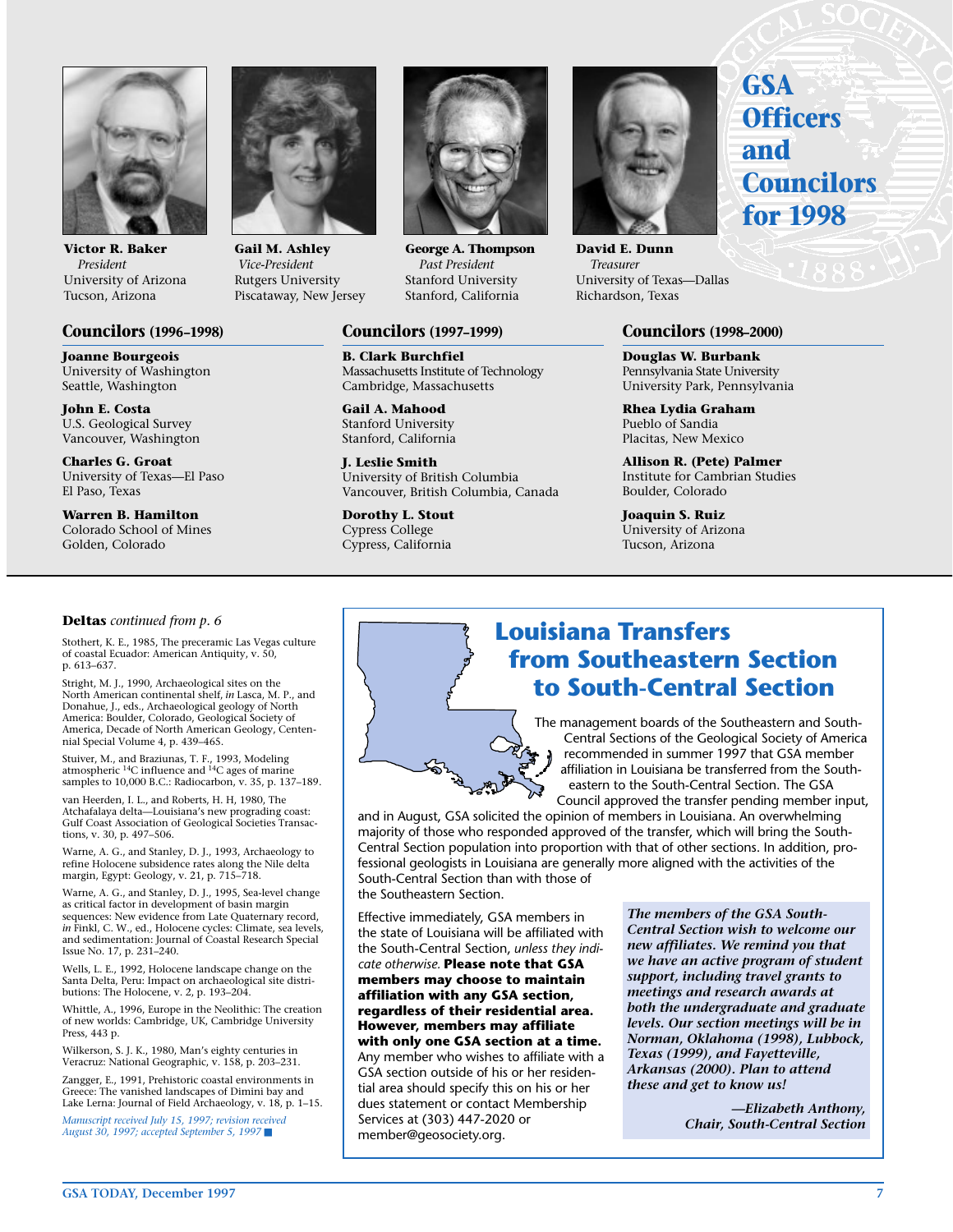# GSA Officers and Councilors for 1998

**Victor R. Baker**
*President*
University of Arizona
Tucson, Arizona

**Gail M. Ashley**
*Vice-President*
Rutgers University
Piscataway, New Jersey

**George A. Thompson**
*Past President*
Stanford University
Stanford, California

**David E. Dunn**
*Treasurer*
University of Texas—Dallas
Richardson, Texas

## Councilors (1996–1998)

**Joanne Bourgeois**
University of Washington
Seattle, Washington

**John E. Costa**
U.S. Geological Survey
Vancouver, Washington

**Charles G. Groat**
University of Texas—El Paso
El Paso, Texas

**Warren B. Hamilton**
Colorado School of Mines
Golden, Colorado

## Councilors (1997–1999)

**B. Clark Burchfiel**
Massachusetts Institute of Technology
Cambridge, Massachusetts

**Gail A. Mahood**
Stanford University
Stanford, California

**J. Leslie Smith**
University of British Columbia
Vancouver, British Columbia, Canada

**Dorothy L. Stout**
Cypress College
Cypress, California

## Councilors (1998–2000)

**Douglas W. Burbank**
Pennsylvania State University
University Park, Pennsylvania

**Rhea Lydia Graham**
Pueblo of Sandia
Placitas, New Mexico

**Allison R. (Pete) Palmer**
Institute for Cambrian Studies
Boulder, Colorado

**Joaquin S. Ruiz**
University of Arizona
Tucson, Arizona

---

**Deltas** *continued from p. 6*

Stothert, K. E., 1985, The preceramic Las Vegas culture of coastal Ecuador: American Antiquity, v. 50, p. 613–637.

Stright, M. J., 1990, Archaeological sites on the North American continental shelf, *in* Lasca, M. P., and Donahue, J., eds., Archaeological geology of North America: Boulder, Colorado, Geological Society of America, Decade of North American Geology, Centennial Special Volume 4, p. 439–465.

Stuiver, M., and Braziunas, T. F., 1993, Modeling atmospheric $^{14}C$ influence and $^{14}C$ ages of marine samples to 10,000 B.C.: Radiocarbon, v. 35, p. 137–189.

van Heerden, I. L., and Roberts, H. H, 1980, The Atchafalaya delta—Louisiana's new prograding coast: Gulf Coast Association of Geological Societies Transactions, v. 30, p. 497–506.

Warne, A. G., and Stanley, D. J., 1993, Archaeology to refine Holocene subsidence rates along the Nile delta margin, Egypt: Geology, v. 21, p. 715–718.

Warne, A. G., and Stanley, D. J., 1995, Sea-level change as critical factor in development of basin margin sequences: New evidence from Late Quaternary record, *in* Finkl, C. W., ed., Holocene cycles: Climate, sea levels, and sedimentation: Journal of Coastal Research Special Issue No. 17, p. 231–240.

Wells, L. E., 1992, Holocene landscape change on the Santa Delta, Peru: Impact on archaeological site distributions: The Holocene, v. 2, p. 193–204.

Whittle, A., 1996, Europe in the Neolithic: The creation of new worlds: Cambridge, UK, Cambridge University Press, 443 p.

Wilkerson, S. J. K., 1980, Man's eighty centuries in Veracruz: National Geographic, v. 158, p. 203–231.

Zangger, E., 1991, Prehistoric coastal environments in Greece: The vanished landscapes of Dimini bay and Lake Lerna: Journal of Field Archaeology, v. 18, p. 1–15.

*Manuscript received July 15, 1997; revision received August 30, 1997; accepted September 5, 1997* ■

---

## Louisiana Transfers from Southeastern Section to South-Central Section

The management boards of the Southeastern and South-Central Sections of the Geological Society of America recommended in summer 1997 that GSA member affiliation in Louisiana be transferred from the Southeastern to the South-Central Section. The GSA Council approved the transfer pending member input, and in August, GSA solicited the opinion of members in Louisiana. An overwhelming majority of those who responded approved of the transfer, which will bring the South-Central Section population into proportion with that of other sections. In addition, professional geologists in Louisiana are generally more aligned with the activities of the South-Central Section than with those of the Southeastern Section.

Effective immediately, GSA members in the state of Louisiana will be affiliated with the South-Central Section, *unless they indicate otherwise.* **Please note that GSA members may choose to maintain affiliation with any GSA section, regardless of their residential area. However, members may affiliate with only one GSA section at a time.** Any member who wishes to affiliate with a GSA section outside of his or her residential area should specify this on his or her dues statement or contact Membership Services at (303) 447-2020 or member@geosociety.org.

***The members of the GSA South-Central Section wish to welcome our new affiliates. We remind you that we have an active program of student support, including travel grants to meetings and research awards at both the undergraduate and graduate levels. Our section meetings will be in Norman, Oklahoma (1998), Lubbock, Texas (1999), and Fayetteville, Arkansas (2000). Plan to attend these and get to know us!***

***—Elizabeth Anthony, Chair, South-Central Section***